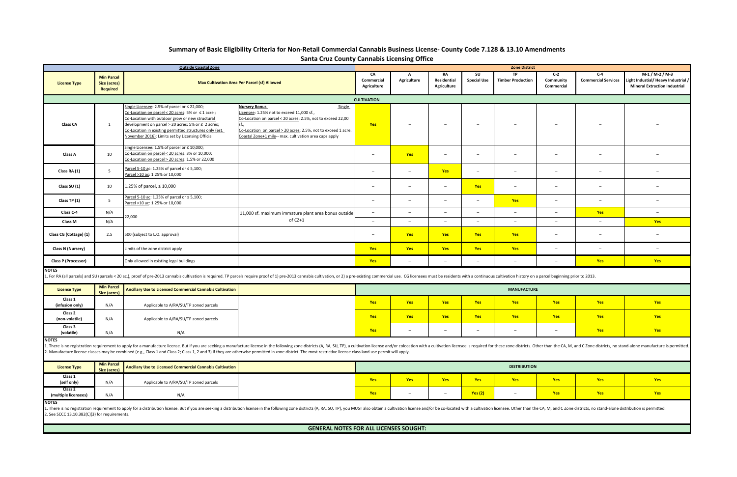# Summary of Basic Eligibility Criteria for Non-Retail Commercial Cannabis Business License- County Code 7.128 & 13.10 Amendments

## Santa Cruz County Cannabis Licensing Office

| Outside Coastal Zone | | | | Zone District | | | | | | | |
|---|---|---|---|---|---|---|---|---|---|---|---|
| License Type | Min Parcel Size (acres) Required | Max Cultivation Area Per Parcel (sf) Allowed | | CA Commercial Agriculture | A Agriculture | RA Residential Agriculture | SU Special Use | TP Timber Production | C-2 Community Commercial | C-4 Commercial Services | M-1 / M-2 / M-3 Light Industial/ Heavy Industrial / Mineral Extraction Industrial |
| **CULTIVATION** | | | | | | | | | | | |
| Class CA | 1 | Single Licensee: 2.5% of parcel or ≤ 22,000; Co-Location on parcel < 20 acres: 5% or ≤ 1 acre ; Co-Location with outdoor grow or new structural development on parcel > 20 acres: 5% or ≤ 2 acres; Co-Location in existing permitted structures only (est. November 2016): Limits set by Licensing Official | Nursery Bonus Single Licensee: 1.25% not to exceed 11,000 sf., Co-Location on parcel < 20 acres: 2.5%, not to exceed 22,00 sf., Co-Location on parcel > 20 acres: 2.5%, not to exceed 1 acre. Coastal Zone+1 mile-- max. cultivation area caps apply | Yes | – | – | – | – | – | – | – |
| Class A | 10 | Single Licensee: 1.5% of parcel or ≤ 10,000; Co-Location on parcel < 20 acres: 3% or 10,000; Co-Location on parcel > 20 acres: 1.5% or 22,000 | | – | Yes | – | – | – | – | – | – |
| Class RA (1) | 5 | Parcel 5-10 ac: 1.25% of parcel or ≤ 5,100; Parcel >10 ac: 1.25% or 10,000 | | – | – | Yes | – | – | – | – | – |
| Class SU (1) | 10 | 1.25% of parcel, ≤ 10,000 | | – | – | – | Yes | – | – | – | – |
| Class TP (1) | 5 | Parcel 5-10 ac: 1.25% of parcel or ≤ 5,100; Parcel >10 ac: 1.25% or 10,000 | | – | – | – | – | Yes | – | – | – |
| Class C-4 | N/A | 22,000 | 11,000 sf. maximum immature plant area bonus outside of CZ+1 | – | – | – | – | – | – | Yes | – |
| Class M | N/A | | | – | – | – | – | – | – | – | Yes |
| Class CG (Cottage) (1) | 2.5 | 500 (subject to L.O. approval) | | – | Yes | Yes | Yes | Yes | – | – | – |
| Class N (Nursery) | | Limits of the zone district apply | | Yes | Yes | Yes | Yes | Yes | – | – | – |
| Class P (Processor) | | Only allowed in existing legal buildings | | Yes | – | – | – | – | – | Yes | Yes |

**NOTES**

1. For RA (all parcels) and SU (parcels < 20 ac.), proof of pre-2013 cannabis cultivation is required. TP parcels require proof of 1) pre-2013 cannabis cultivation, or 2) a pre-existing commercial use. CG licensees must be residents with a continuous cultivation history on a parcel beginning prior to 2013.

| License Type | Min Parcel Size (acres) | Ancillary Use to Licensed Commercial Cannabis Cultivation | | CA | A | RA | SU | TP | C-2 | C-4 | M-1 / M-2 / M-3 |
|---|---|---|---|---|---|---|---|---|---|---|---|
| **MANUFACTURE** | | | | | | | | | | | |
| Class 1 (infusion only) | N/A | Applicable to A/RA/SU/TP zoned parcels | | Yes | Yes | Yes | Yes | Yes | Yes | Yes | Yes |
| Class 2 (non-volatile) | N/A | Applicable to A/RA/SU/TP zoned parcels | | Yes | Yes | Yes | Yes | Yes | Yes | Yes | Yes |
| Class 3 (volatile) | N/A | N/A | | Yes | – | – | – | – | – | Yes | Yes |

**NOTES**

1. There is no registration requirement to apply for a manufacture license. But if you are seeking a manufacture license in the following zone districts (A, RA, SU, TP), a cultivation license and/or colocation with a cultivation licensee is required for these zone districts. Other than the CA, M, and C Zone districts, no stand-alone manufacture is permitted.
2. Manufacture license classes may be combined (e.g., Class 1 and Class 2; Class 1, 2 and 3) if they are otherwise permitted in zone district. The most restrictive license class land use permit will apply.

| License Type | Min Parcel Size (acres) | Ancillary Use to Licensed Commercial Cannabis Cultivation | | CA | A | RA | SU | TP | C-2 | C-4 | M-1 / M-2 / M-3 |
|---|---|---|---|---|---|---|---|---|---|---|---|
| **DISTRIBUTION** | | | | | | | | | | | |
| Class 1 (self only) | N/A | Applicable to A/RA/SU/TP zoned parcels | | Yes | Yes | Yes | Yes | Yes | Yes | Yes | Yes |
| Class 2 (multiple licensees) | N/A | N/A | | Yes | – | – | Yes (2) | – | Yes | Yes | Yes |

**NOTES**

1. There is no registration requirement to apply for a distribution license. But if you are seeking a distribution license in the following zone districts (A, RA, SU, TP), you MUST also obtain a cultivation license and/or be co-located with a cultivation licensee. Other than the CA, M, and C Zone districts, no stand-alone distribution is permitted.
2. See SCCC 13.10.382(C)(3) for requirements.

**GENERAL NOTES FOR ALL LICENSES SOUGHT:**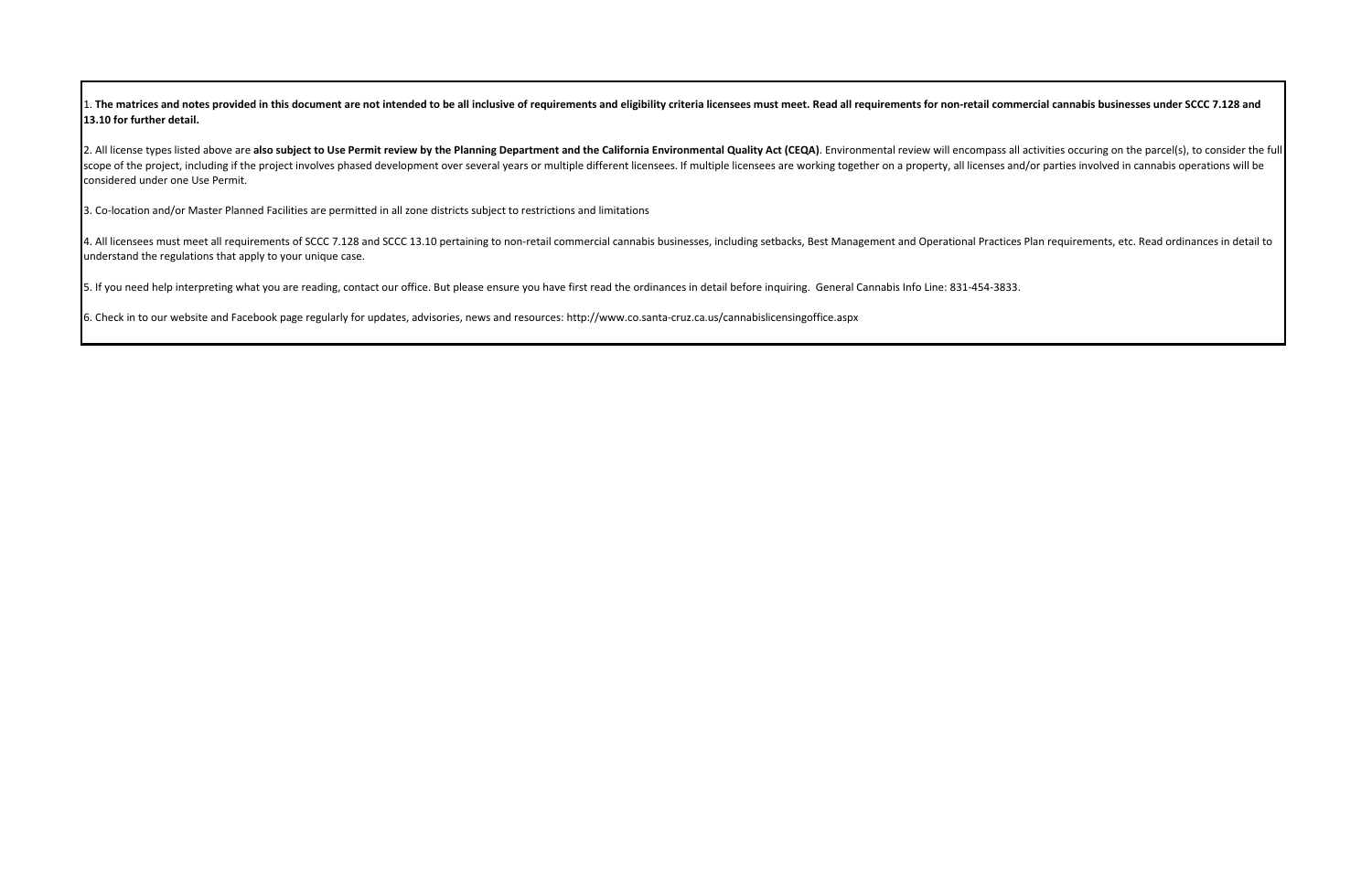1. **The matrices and notes provided in this document are not intended to be all inclusive of requirements and eligibility criteria licensees must meet. Read all requirements for non-retail commercial cannabis businesses under SCCC 7.128 and 13.10 for further detail.**

2. All license types listed above are **also subject to Use Permit review by the Planning Department and the California Environmental Quality Act (CEQA)**. Environmental review will encompass all activities occuring on the parcel(s), to consider the full scope of the project, including if the project involves phased development over several years or multiple different licensees. If multiple licensees are working together on a property, all licenses and/or parties involved in cannabis operations will be considered under one Use Permit.

3. Co-location and/or Master Planned Facilities are permitted in all zone districts subject to restrictions and limitations

4. All licensees must meet all requirements of SCCC 7.128 and SCCC 13.10 pertaining to non-retail commercial cannabis businesses, including setbacks, Best Management and Operational Practices Plan requirements, etc. Read ordinances in detail to understand the regulations that apply to your unique case.

5. If you need help interpreting what you are reading, contact our office. But please ensure you have first read the ordinances in detail before inquiring. General Cannabis Info Line: 831-454-3833.

6. Check in to our website and Facebook page regularly for updates, advisories, news and resources: http://www.co.santa-cruz.ca.us/cannabislicensingoffice.aspx